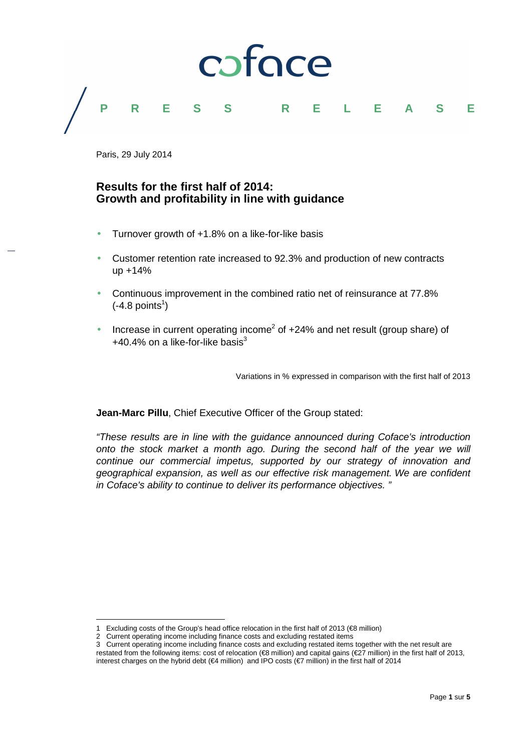coface

PRESS RELEASE

Paris, 29 July 2014

## Results for the first half of 2014: Growth and profitability in line with guidance

- Turnover growth of +1.8% on a like-for-like basis
- Customer retention rate increased to 92.3% and production of new contracts up +14%
- Continuous improvement in the combined ratio net of reinsurance at 77.8% (-4.8 points[1])
- Increase in current operating income[2] of +24% and net result (group share) of +40.4% on a like-for-like basis[3]

Variations in % expressed in comparison with the first half of 2013

**Jean-Marc Pillu**, Chief Executive Officer of the Group stated:

*"These results are in line with the guidance announced during Coface's introduction onto the stock market a month ago. During the second half of the year we will continue our commercial impetus, supported by our strategy of innovation and geographical expansion, as well as our effective risk management. We are confident in Coface's ability to continue to deliver its performance objectives. "*

1 Excluding costs of the Group's head office relocation in the first half of 2013 (€8 million)

2 Current operating income including finance costs and excluding restated items

3 Current operating income including finance costs and excluding restated items together with the net result are restated from the following items: cost of relocation (€8 million) and capital gains (€27 million) in the first half of 2013, interest charges on the hybrid debt (€4 million) and IPO costs (€7 million) in the first half of 2014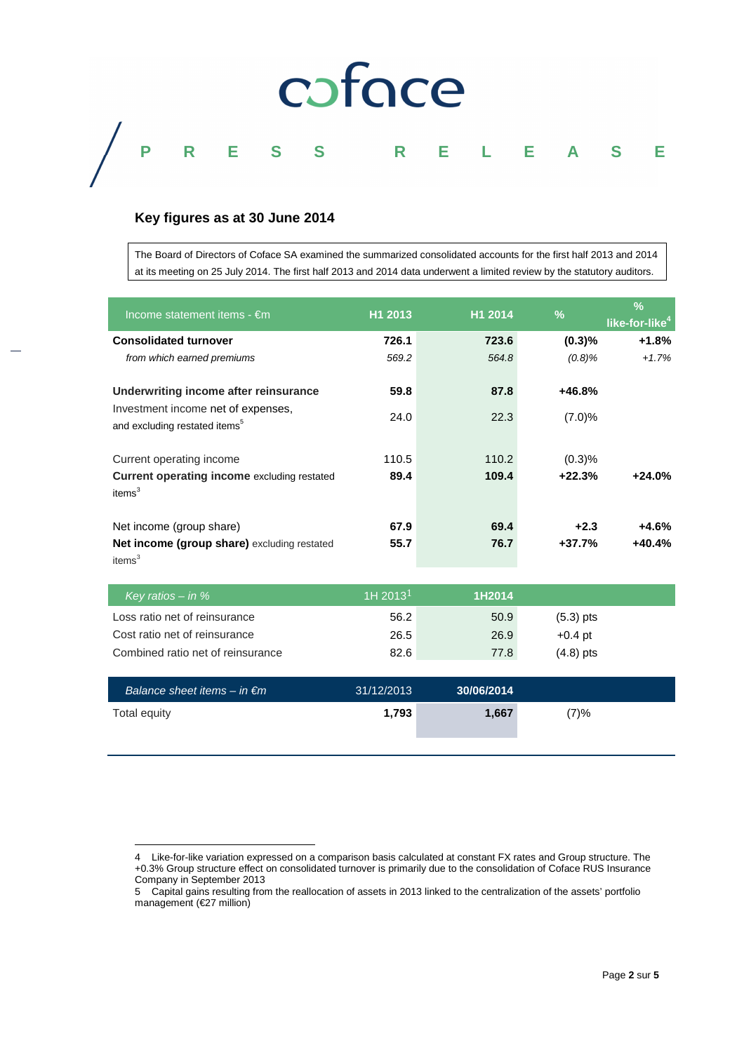# coface

## PRESS RELEASE

### Key figures as at 30 June 2014

The Board of Directors of Coface SA examined the summarized consolidated accounts for the first half 2013 and 2014 at its meeting on 25 July 2014. The first half 2013 and 2014 data underwent a limited review by the statutory auditors.

| Income statement items - €m | H1 2013 | H1 2014 | % | % like-for-like[4] |
|---|---|---|---|---|
| **Consolidated turnover** | **726.1** | **723.6** | **(0.3)%** | **+1.8%** |
| *from which earned premiums* | *569.2* | *564.8* | *(0.8)%* | *+1.7%* |
| **Underwriting income after reinsurance** | **59.8** | **87.8** | **+46.8%** | |
| Investment income net of expenses, and excluding restated items[5] | 24.0 | 22.3 | (7.0)% | |
| Current operating income | 110.5 | 110.2 | (0.3)% | |
| **Current operating income** excluding restated items[3] | **89.4** | **109.4** | **+22.3%** | **+24.0%** |
| Net income (group share) | **67.9** | **69.4** | **+2.3** | **+4.6%** |
| **Net income (group share)** excluding restated items[3] | **55.7** | **76.7** | **+37.7%** | **+40.4%** |

| *Key ratios – in %* | 1H 2013[1] | 1H2014 | |
|---|---|---|---|
| Loss ratio net of reinsurance | 56.2 | 50.9 | (5.3) pts |
| Cost ratio net of reinsurance | 26.5 | 26.9 | +0.4 pt |
| Combined ratio net of reinsurance | 82.6 | 77.8 | (4.8) pts |

| *Balance sheet items – in €m* | 31/12/2013 | 30/06/2014 | |
|---|---|---|---|
| Total equity | **1,793** | **1,667** | (7)% |

4 Like-for-like variation expressed on a comparison basis calculated at constant FX rates and Group structure. The +0.3% Group structure effect on consolidated turnover is primarily due to the consolidation of Coface RUS Insurance Company in September 2013

5 Capital gains resulting from the reallocation of assets in 2013 linked to the centralization of the assets' portfolio management (€27 million)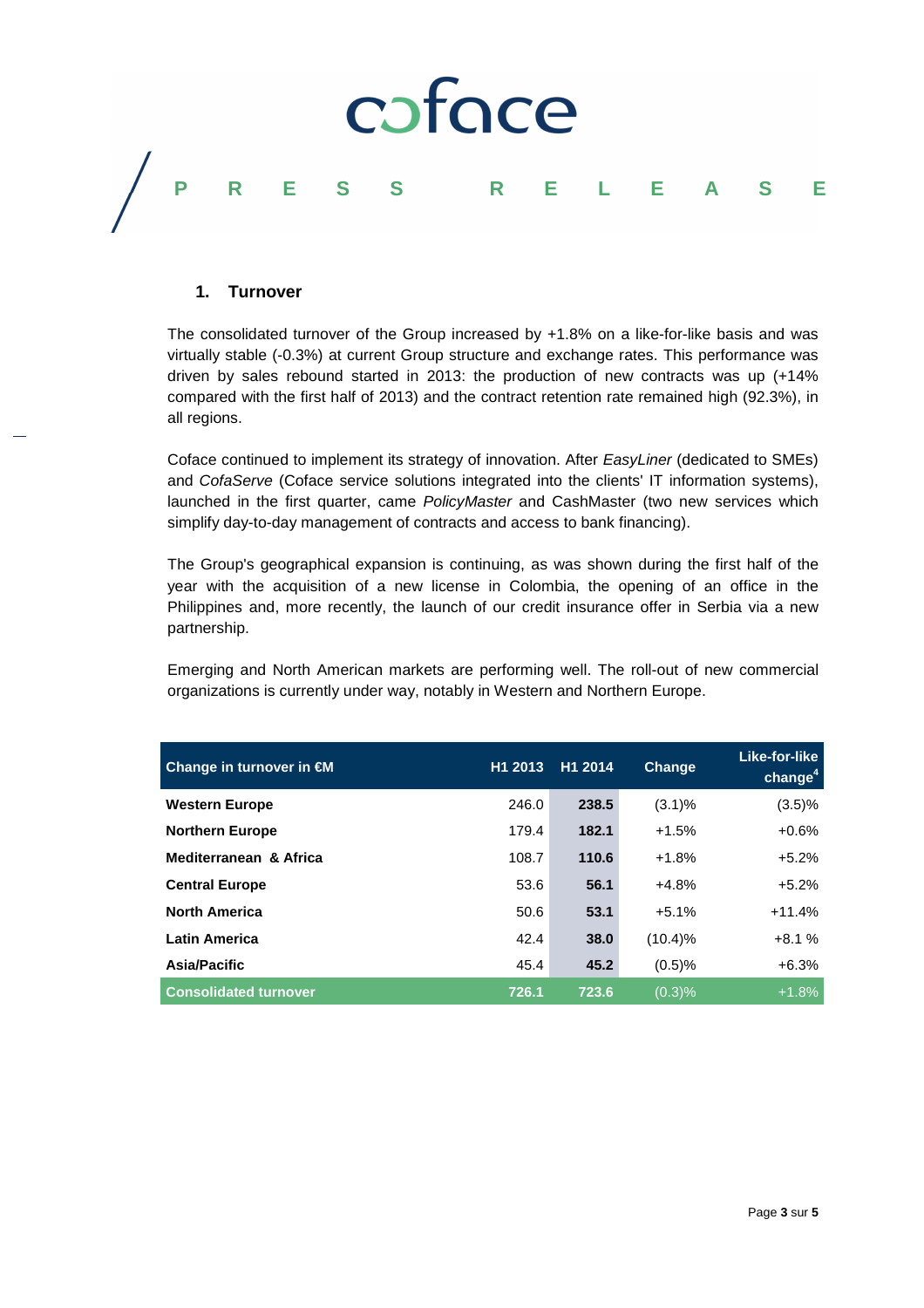## 1. Turnover

The consolidated turnover of the Group increased by +1.8% on a like-for-like basis and was virtually stable (-0.3%) at current Group structure and exchange rates. This performance was driven by sales rebound started in 2013: the production of new contracts was up (+14% compared with the first half of 2013) and the contract retention rate remained high (92.3%), in all regions.

Coface continued to implement its strategy of innovation. After *EasyLiner* (dedicated to SMEs) and *CofaServe* (Coface service solutions integrated into the clients' IT information systems), launched in the first quarter, came *PolicyMaster* and CashMaster (two new services which simplify day-to-day management of contracts and access to bank financing).

The Group's geographical expansion is continuing, as was shown during the first half of the year with the acquisition of a new license in Colombia, the opening of an office in the Philippines and, more recently, the launch of our credit insurance offer in Serbia via a new partnership.

Emerging and North American markets are performing well. The roll-out of new commercial organizations is currently under way, notably in Western and Northern Europe.

| Change in turnover in €M | H1 2013 | H1 2014 | Change | Like-for-like change[4] |
|---|---|---|---|---|
| **Western Europe** | 246.0 | **238.5** | (3.1)% | (3.5)% |
| **Northern Europe** | 179.4 | **182.1** | +1.5% | +0.6% |
| **Mediterranean & Africa** | 108.7 | **110.6** | +1.8% | +5.2% |
| **Central Europe** | 53.6 | **56.1** | +4.8% | +5.2% |
| **North America** | 50.6 | **53.1** | +5.1% | +11.4% |
| **Latin America** | 42.4 | **38.0** | (10.4)% | +8.1 % |
| **Asia/Pacific** | 45.4 | **45.2** | (0.5)% | +6.3% |
| **Consolidated turnover** | **726.1** | **723.6** | (0.3)% | +1.8% |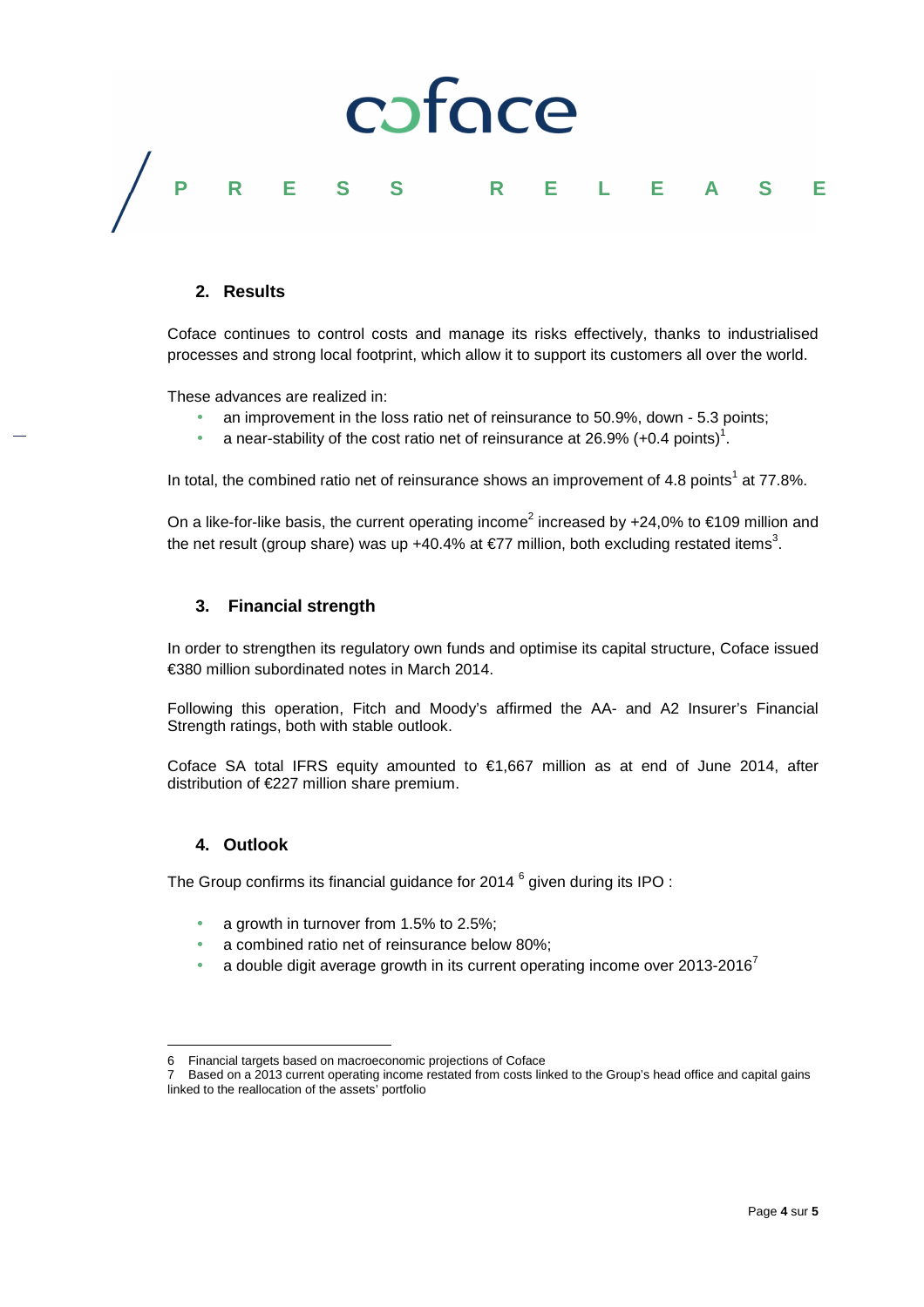## 2. Results

Coface continues to control costs and manage its risks effectively, thanks to industrialised processes and strong local footprint, which allow it to support its customers all over the world.

These advances are realized in:

- an improvement in the loss ratio net of reinsurance to 50.9%, down - 5.3 points;
- a near-stability of the cost ratio net of reinsurance at 26.9% (+0.4 points)[1].

In total, the combined ratio net of reinsurance shows an improvement of 4.8 points[1] at 77.8%.

On a like-for-like basis, the current operating income[2] increased by +24,0% to €109 million and the net result (group share) was up +40.4% at €77 million, both excluding restated items[3].

## 3. Financial strength

In order to strengthen its regulatory own funds and optimise its capital structure, Coface issued €380 million subordinated notes in March 2014.

Following this operation, Fitch and Moody's affirmed the AA- and A2 Insurer's Financial Strength ratings, both with stable outlook.

Coface SA total IFRS equity amounted to €1,667 million as at end of June 2014, after distribution of €227 million share premium.

## 4. Outlook

The Group confirms its financial guidance for 2014 [6] given during its IPO :

- a growth in turnover from 1.5% to 2.5%;
- a combined ratio net of reinsurance below 80%;
- a double digit average growth in its current operating income over 2013-2016[7]

---

6 Financial targets based on macroeconomic projections of Coface

7 Based on a 2013 current operating income restated from costs linked to the Group's head office and capital gains linked to the reallocation of the assets' portfolio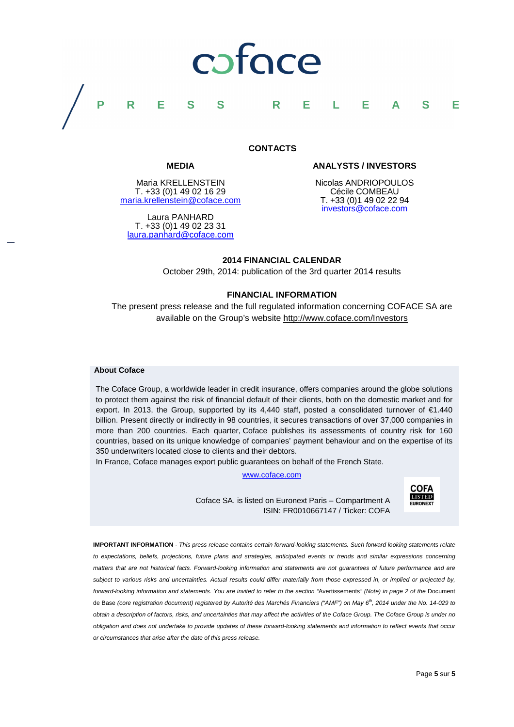**CONTACTS**

**MEDIA**

Maria KRELLENSTEIN
T. +33 (0)1 49 02 16 29
maria.krellenstein@coface.com

Laura PANHARD
T. +33 (0)1 49 02 23 31
laura.panhard@coface.com

**ANALYSTS / INVESTORS**

Nicolas ANDRIOPOULOS
Cécile COMBEAU
T. +33 (0)1 49 02 22 94
investors@coface.com

**2014 FINANCIAL CALENDAR**

October 29th, 2014: publication of the 3rd quarter 2014 results

**FINANCIAL INFORMATION**

The present press release and the full regulated information concerning COFACE SA are available on the Group's website http://www.coface.com/Investors

**About Coface**

The Coface Group, a worldwide leader in credit insurance, offers companies around the globe solutions to protect them against the risk of financial default of their clients, both on the domestic market and for export. In 2013, the Group, supported by its 4,440 staff, posted a consolidated turnover of €1.440 billion. Present directly or indirectly in 98 countries, it secures transactions of over 37,000 companies in more than 200 countries. Each quarter, Coface publishes its assessments of country risk for 160 countries, based on its unique knowledge of companies' payment behaviour and on the expertise of its 350 underwriters located close to clients and their debtors.

In France, Coface manages export public guarantees on behalf of the French State.

www.coface.com

Coface SA. is listed on Euronext Paris – Compartment A
ISIN: FR0010667147 / Ticker: COFA

**IMPORTANT INFORMATION** - *This press release contains certain forward-looking statements. Such forward looking statements relate to expectations, beliefs, projections, future plans and strategies, anticipated events or trends and similar expressions concerning matters that are not historical facts. Forward-looking information and statements are not guarantees of future performance and are subject to various risks and uncertainties. Actual results could differ materially from those expressed in, or implied or projected by, forward-looking information and statements. You are invited to refer to the section* "Avertissements" *(Note) in page 2 of the* Document de Base *(core registration document) registered by Autorité des Marchés Financiers ("AMF") on May 6th, 2014 under the No. 14-029 to obtain a description of factors, risks, and uncertainties that may affect the activities of the Coface Group. The Coface Group is under no obligation and does not undertake to provide updates of these forward-looking statements and information to reflect events that occur or circumstances that arise after the date of this press release.*